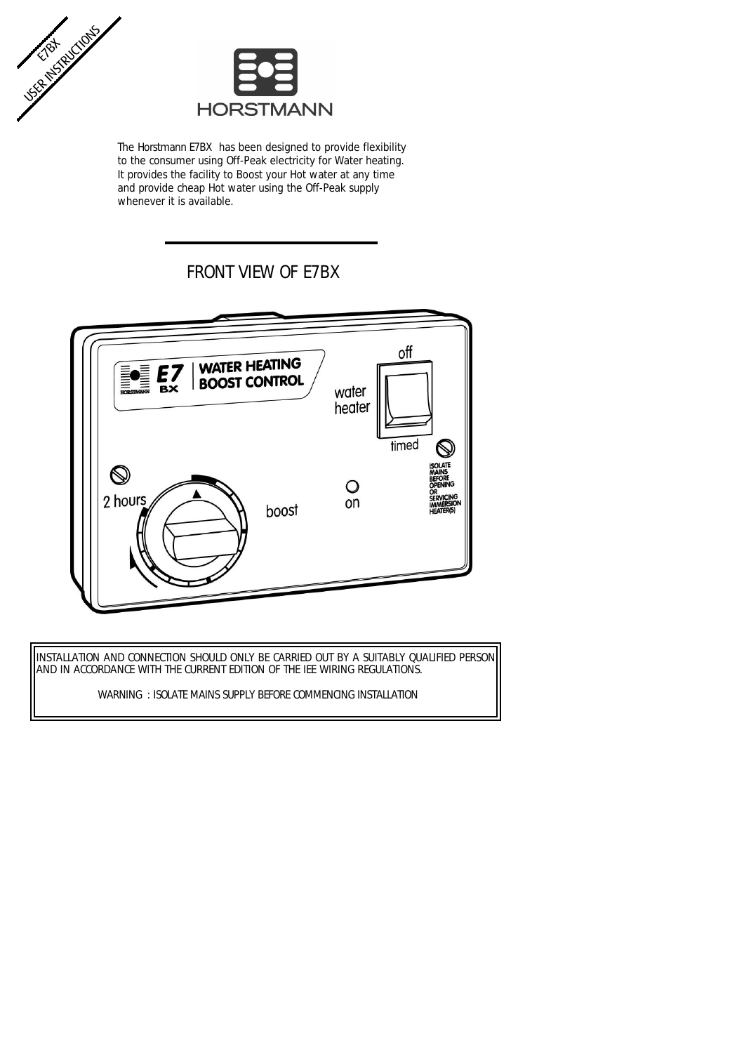E7BX USER INSTRUCTIONS

HORSTMANN

The Horstmann E7BX has been designed to provide flexibility to the consumer using Off-Peak electricity for Water heating. It provides the facility to Boost your Hot water at any time and provide cheap Hot water using the Off-Peak supply whenever it is available.

## FRONT VIEW OF E7BX

INSTALLATION AND CONNECTION SHOULD ONLY BE CARRIED OUT BY A SUITABLY QUALIFIED PERSON AND IN ACCORDANCE WITH THE CURRENT EDITION OF THE IEE WIRING REGULATIONS.

WARNING : ISOLATE MAINS SUPPLY BEFORE COMMENCING INSTALLATION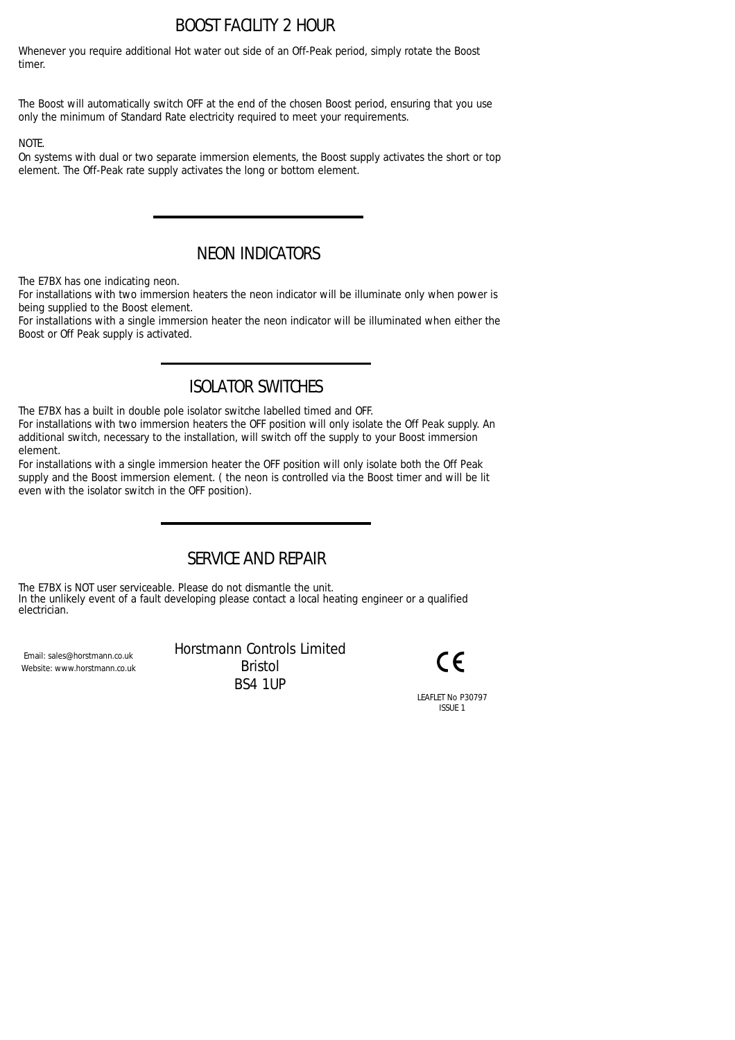## BOOST FACILITY 2 HOUR

Whenever you require additional Hot water out side of an Off-Peak period, simply rotate the Boost timer.

The Boost will automatically switch OFF at the end of the chosen Boost period, ensuring that you use only the minimum of Standard Rate electricity required to meet your requirements.

NOTE.
On systems with dual or two separate immersion elements, the Boost supply activates the short or top element. The Off-Peak rate supply activates the long or bottom element.

---

## NEON INDICATORS

The E7BX has one indicating neon.
For installations with two immersion heaters the neon indicator will be illuminate only when power is being supplied to the Boost element.
For installations with a single immersion heater the neon indicator will be illuminated when either the Boost or Off Peak supply is activated.

---

## ISOLATOR SWITCHES

The E7BX has a built in double pole isolator switche labelled timed and OFF.
For installations with two immersion heaters the OFF position will only isolate the Off Peak supply. An additional switch, necessary to the installation, will switch off the supply to your Boost immersion element.
For installations with a single immersion heater the OFF position will only isolate both the Off Peak supply and the Boost immersion element. ( the neon is controlled via the Boost timer and will be lit even with the isolator switch in the OFF position).

---

## SERVICE AND REPAIR

The E7BX is NOT user serviceable. Please do not dismantle the unit.
In the unlikely event of a fault developing please contact a local heating engineer or a qualified electrician.

Email: sales@horstmann.co.uk
Website: www.horstmann.co.uk

Horstmann Controls Limited
Bristol
BS4 1UP

CE

LEAFLET No P30797
ISSUE 1